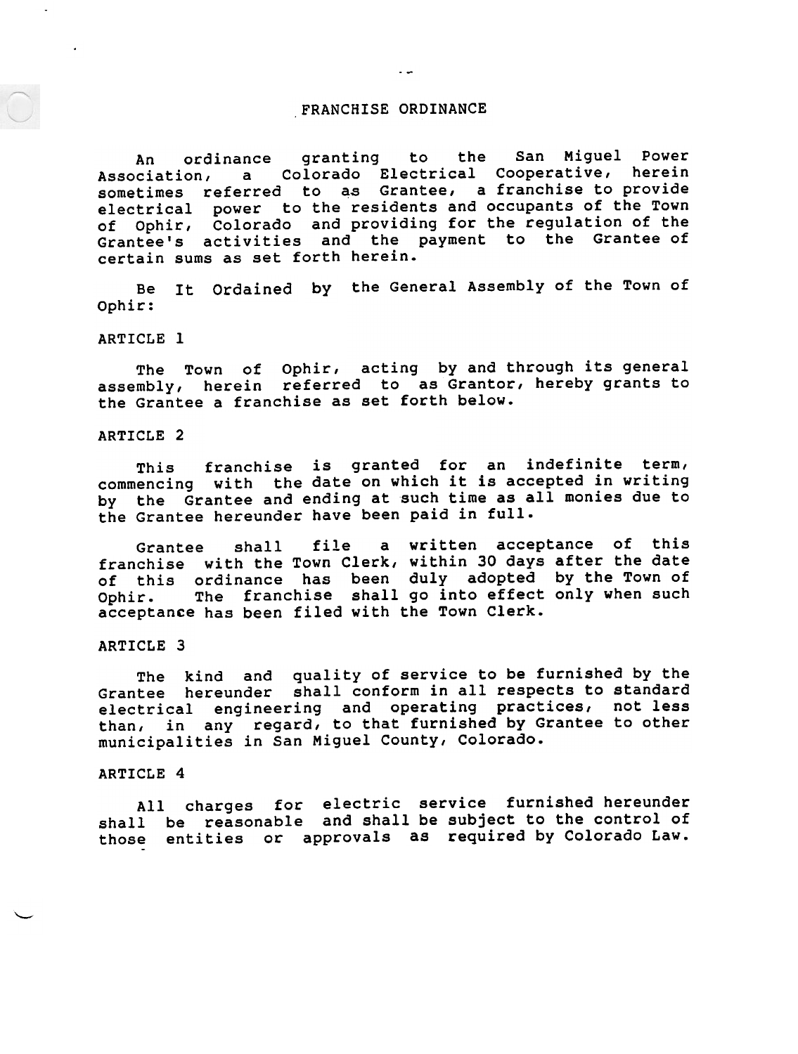# FRANCHISE ORDINANCE

An ordinance granting to the San Miguel Power Association, a Colorado Electrical Cooperative, herein sometimes referred to as Grantee, a franchise to provide electrical power to the residents and occupants of the Town of Ophir, Colorado and providing for the regulation of the Grantee's activities and the payment to the Grantee of certain sums as set forth herein.

Be It Ordained by the General Assembly of the Town of Ophir:

ARTICLE 1

The Town of Ophir, acting by and through its general assembly, herein referred to as Grantor, hereby grants to the Grantee a franchise as set forth below.

ARTICLE 2

This franchise is granted for an indefinite term, commencing with the date on which it is accepted in writing by the Grantee and ending at such time as all monies due to the Grantee hereunder have been paid in full.

Grantee shall file a written acceptance of this franchise with the Town Clerk, within 30 days after the date of this ordinance has been duly adopted by the Town of Ophir. The franchise shall go into effect only when such acceptance has been filed with the Town Clerk.

ARTICLE 3

The kind and quality of service to be furnished by the Grantee hereunder shall conform in all respects to standard electrical engineering and operating practices, not less than, in any regard, to that furnished by Grantee to other municipalities in San Miguel County, Colorado.

ARTICLE 4

All charges for electric service furnished hereunder shall be reasonable and shall be subject to the control of those entities or approvals as required by Colorado Law.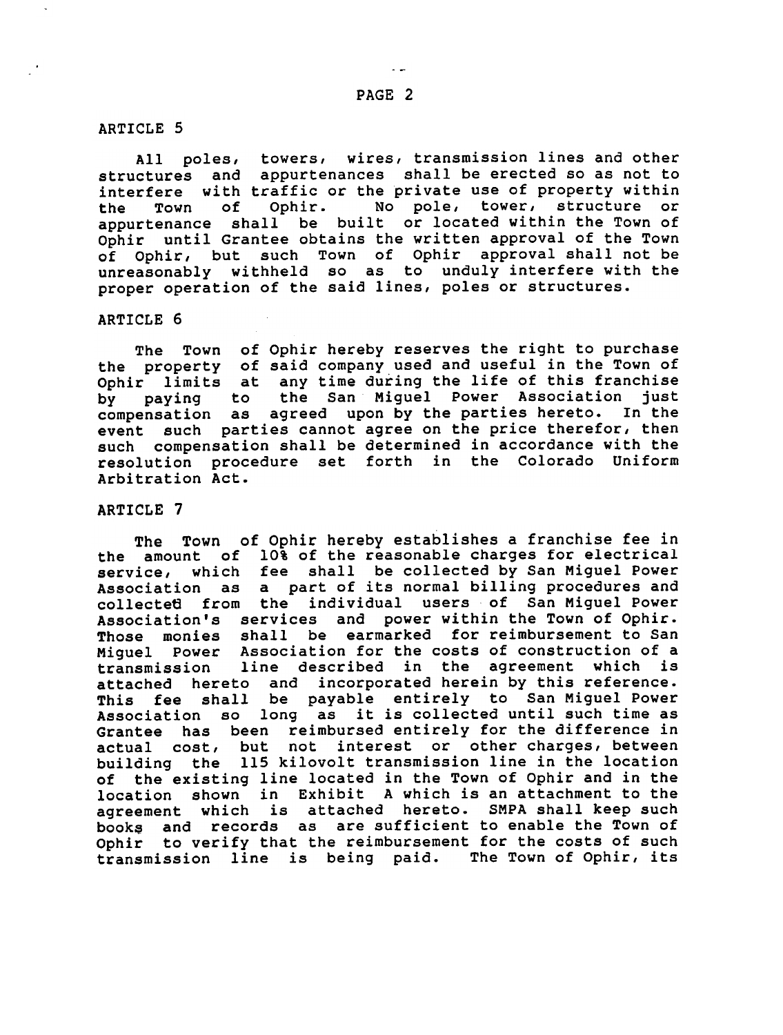ARTICLE 5

All poles, towers, wires, transmission lines and other structures and appurtenances shall be erected so as not to interfere with traffic or the private use of property within the Town of Ophir. No pole, tower, structure or appurtenance shall be built or located within the Town of Ophir until Grantee obtains the written approval of the Town of Ophir, but such Town of Ophir approval shall not be unreasonably withheld so as to unduly interfere with the proper operation of the said lines, poles or structures.

ARTICLE 6

The Town of Ophir hereby reserves the right to purchase the property of said company used and useful in the Town of Ophir limits at any time during the life of this franchise by paying to the San Miguel Power Association just compensation as agreed upon by the parties hereto. In the event such parties cannot agree on the price therefor, then such compensation shall be determined in accordance with the resolution procedure set forth in the Colorado Uniform Arbitration Act.

ARTICLE 7

The Town of Ophir hereby establishes a franchise fee in the amount of 10% of the reasonable charges for electrical service, which fee shall be collected by San Miguel Power Association as a part of its normal billing procedures and collected from the individual users of San Miguel Power Association's services and power within the Town of Ophir. Those monies shall be earmarked for reimbursement to San Miguel Power Association for the costs of construction of a transmission line described in the agreement which is attached hereto and incorporated herein by this reference. This fee shall be payable entirely to San Miguel Power Association so long as it is collected until such time as Grantee has been reimbursed entirely for the difference in actual cost, but not interest or other charges, between building the 115 kilovolt transmission line in the location of the existing line located in the Town of Ophir and in the location shown in Exhibit A which is an attachment to the agreement which is attached hereto. SMPA shall keep such books and records as are sufficient to enable the Town of Ophir to verify that the reimbursement for the costs of such transmission line is being paid. The Town of Ophir, its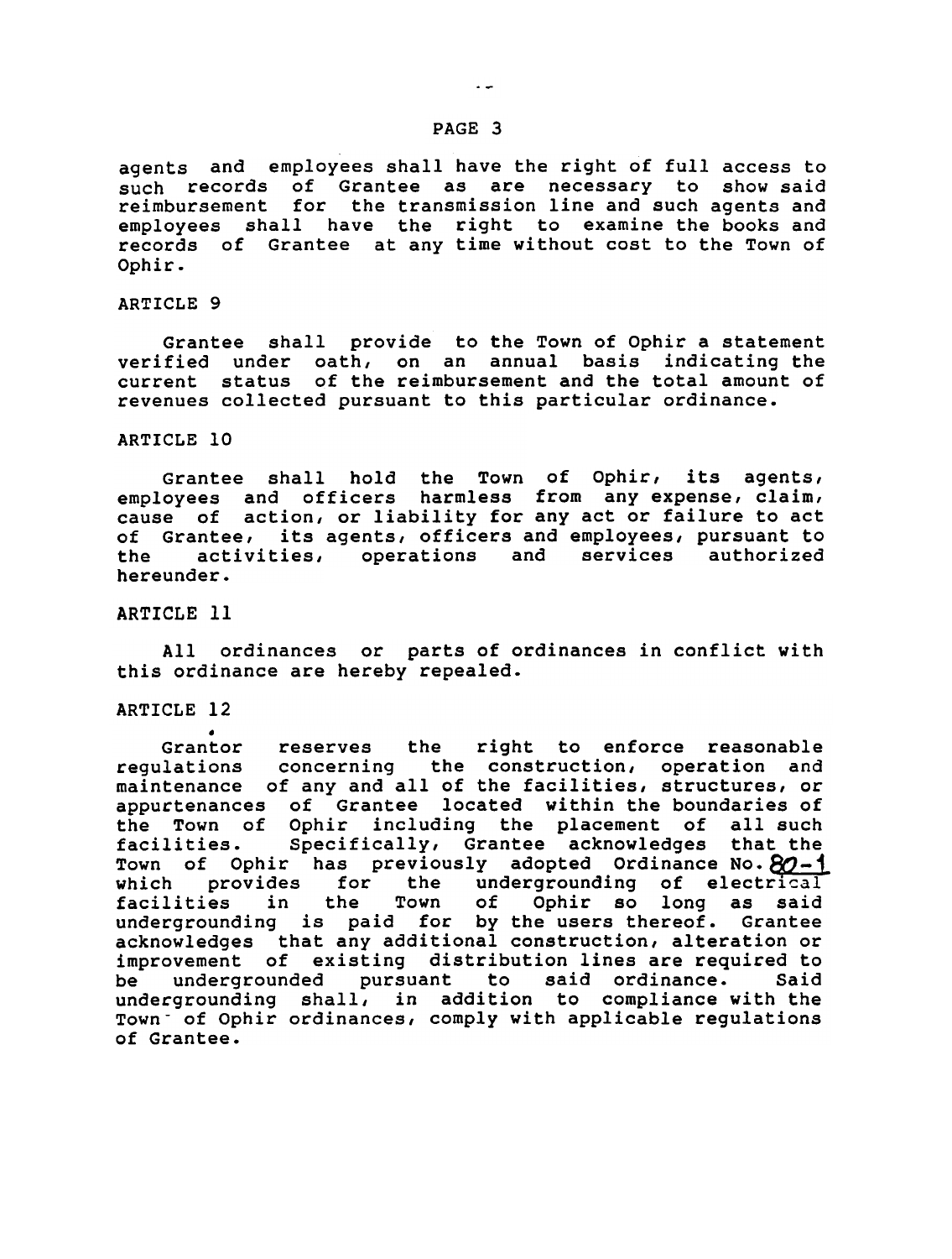agents and employees shall have the right of full access to such records of Grantee as are necessary to show said reimbursement for the transmission line and such agents and employees shall have the right to examine the books and records of Grantee at any time without cost to the Town of Ophir.

ARTICLE 9

Grantee shall provide to the Town of Ophir a statement verified under oath, on an annual basis indicating the current status of the reimbursement and the total amount of revenues collected pursuant to this particular ordinance.

ARTICLE 10

Grantee shall hold the Town of Ophir, its agents, employees and officers harmless from any expense, claim, cause of action, or liability for any act or failure to act of Grantee, its agents, officers and employees, pursuant to the activities, operations and services authorized hereunder.

ARTICLE 11

All ordinances or parts of ordinances in conflict with this ordinance are hereby repealed.

ARTICLE 12

Grantor reserves the right to enforce reasonable regulations concerning the construction, operation and maintenance of any and all of the facilities, structures, or appurtenances of Grantee located within the boundaries of the Town of Ophir including the placement of all such facilities. Specifically, Grantee acknowledges that the Town of Ophir has previously adopted Ordinance No. 80-1 which provides for the undergrounding of electrical facilities in the Town of Ophir so long as said undergrounding is paid for by the users thereof. Grantee acknowledges that any additional construction, alteration or improvement of existing distribution lines are required to be undergrounded pursuant to said ordinance. Said undergrounding shall, in addition to compliance with the Town of Ophir ordinances, comply with applicable regulations of Grantee.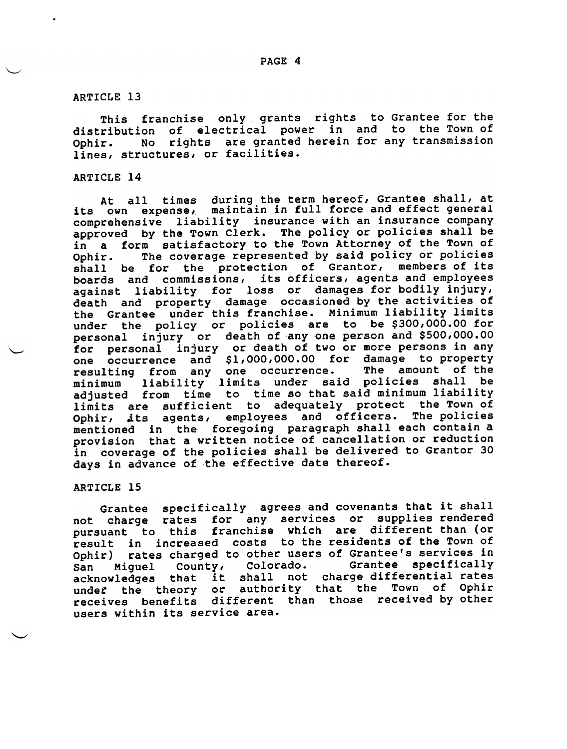## ARTICLE 13

This franchise only grants rights to Grantee for the distribution of electrical power in and to the Town of Ophir. No rights are granted herein for any transmission lines, structures, or facilities.

## ARTICLE 14

At all times during the term hereof, Grantee shall, at its own expense, maintain in full force and effect general comprehensive liability insurance with an insurance company approved by the Town Clerk. The policy or policies shall be in a form satisfactory to the Town Attorney of the Town of Ophir. The coverage represented by said policy or policies shall be for the protection of Grantor, members of its boards and commissions, its officers, agents and employees against liability for loss or damages for bodily injury, death and property damage occasioned by the activities of the Grantee under this franchise. Minimum liability limits under the policy or policies are to be $300,000.00 for personal injury or death of any one person and $500,000.00 for personal injury or death of two or more persons in any one occurrence and $1,000,000.00 for damage to property resulting from any one occurrence. The amount of the minimum liability limits under said policies shall be adjusted from time to time so that said minimum liability limits are sufficient to adequately protect the Town of Ophir, its agents, employees and officers. The policies mentioned in the foregoing paragraph shall each contain a provision that a written notice of cancellation or reduction in coverage of the policies shall be delivered to Grantor 30 days in advance of the effective date thereof.

## ARTICLE 15

Grantee specifically agrees and covenants that it shall not charge rates for any services or supplies rendered pursuant to this franchise which are different than (or result in increased costs to the residents of the Town of Ophir) rates charged to other users of Grantee's services in San Miguel County, Colorado. Grantee specifically acknowledges that it shall not charge differential rates under the theory or authority that the Town of Ophir receives benefits different than those received by other users within its service area.